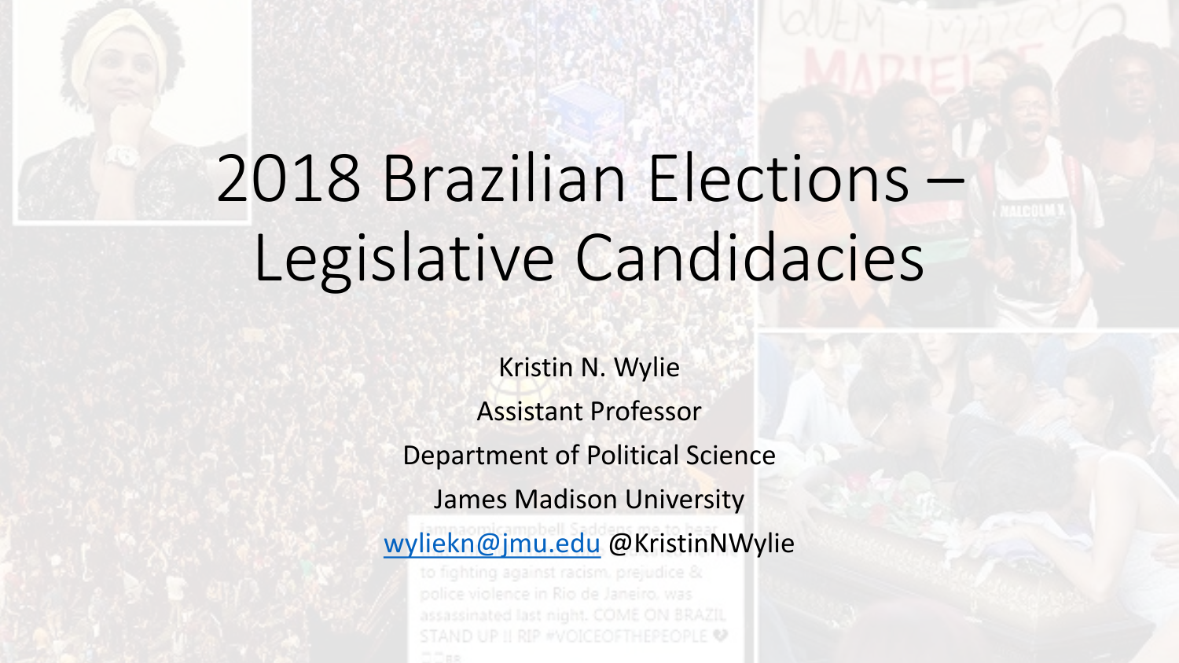# 2018 Brazilian Elections – Legislative Candidacies

Kristin N. Wylie

Assistant Professor

Department of Political Science

James Madison University

wyliekn@jmu.edu @KristinNWylie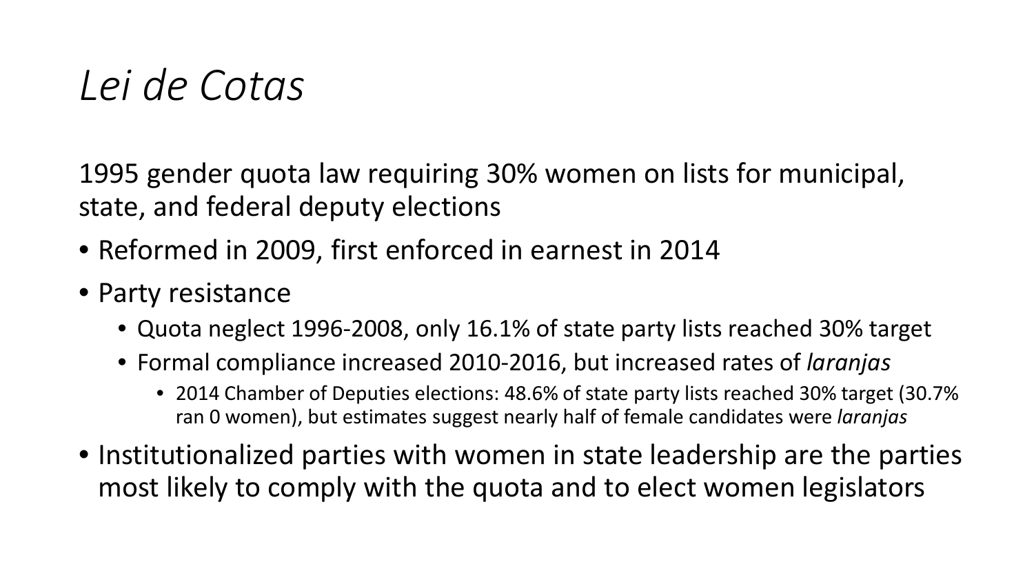# *Lei de Cotas*

1995 gender quota law requiring 30% women on lists for municipal, state, and federal deputy elections

- Reformed in 2009, first enforced in earnest in 2014
- Party resistance
  - Quota neglect 1996-2008, only 16.1% of state party lists reached 30% target
  - Formal compliance increased 2010-2016, but increased rates of *laranjas*
    - 2014 Chamber of Deputies elections: 48.6% of state party lists reached 30% target (30.7% ran 0 women), but estimates suggest nearly half of female candidates were *laranjas*
- Institutionalized parties with women in state leadership are the parties most likely to comply with the quota and to elect women legislators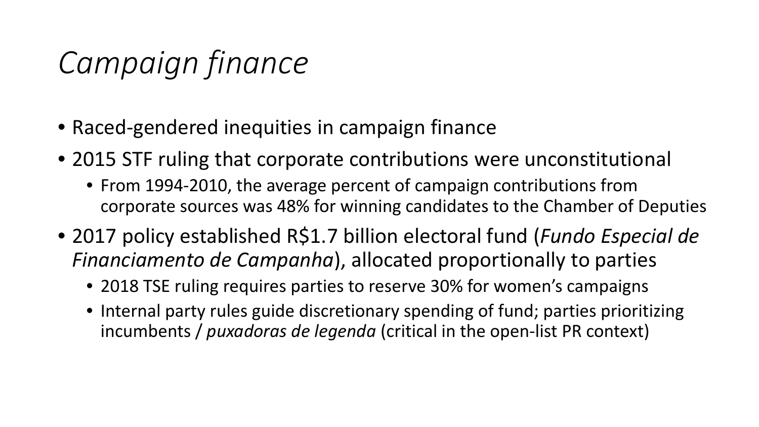# *Campaign finance*

- Raced-gendered inequities in campaign finance
- 2015 STF ruling that corporate contributions were unconstitutional
  - From 1994-2010, the average percent of campaign contributions from corporate sources was 48% for winning candidates to the Chamber of Deputies
- 2017 policy established R$1.7 billion electoral fund (*Fundo Especial de Financiamento de Campanha*), allocated proportionally to parties
  - 2018 TSE ruling requires parties to reserve 30% for women's campaigns
  - Internal party rules guide discretionary spending of fund; parties prioritizing incumbents / *puxadoras de legenda* (critical in the open-list PR context)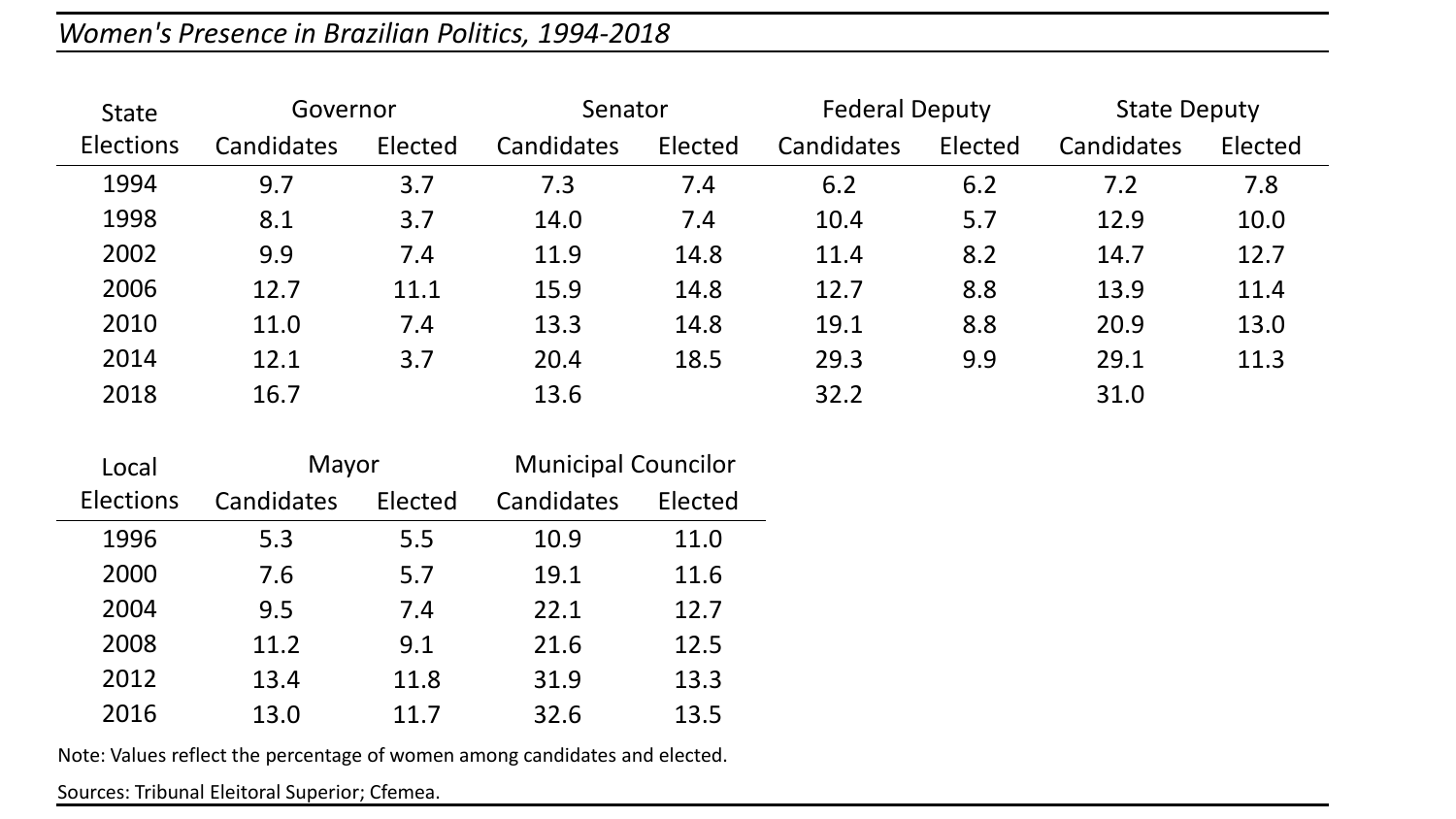*Women's Presence in Brazilian Politics, 1994-2018*

| State Elections | Governor | | Senator | | Federal Deputy | | State Deputy | |
|---|---|---|---|---|---|---|---|---|
| | Candidates | Elected | Candidates | Elected | Candidates | Elected | Candidates | Elected |
| 1994 | 9.7 | 3.7 | 7.3 | 7.4 | 6.2 | 6.2 | 7.2 | 7.8 |
| 1998 | 8.1 | 3.7 | 14.0 | 7.4 | 10.4 | 5.7 | 12.9 | 10.0 |
| 2002 | 9.9 | 7.4 | 11.9 | 14.8 | 11.4 | 8.2 | 14.7 | 12.7 |
| 2006 | 12.7 | 11.1 | 15.9 | 14.8 | 12.7 | 8.8 | 13.9 | 11.4 |
| 2010 | 11.0 | 7.4 | 13.3 | 14.8 | 19.1 | 8.8 | 20.9 | 13.0 |
| 2014 | 12.1 | 3.7 | 20.4 | 18.5 | 29.3 | 9.9 | 29.1 | 11.3 |
| 2018 | 16.7 | | 13.6 | | 32.2 | | 31.0 | |

| Local Elections | Mayor | | Municipal Councilor | |
|---|---|---|---|---|
| | Candidates | Elected | Candidates | Elected |
| 1996 | 5.3 | 5.5 | 10.9 | 11.0 |
| 2000 | 7.6 | 5.7 | 19.1 | 11.6 |
| 2004 | 9.5 | 7.4 | 22.1 | 12.7 |
| 2008 | 11.2 | 9.1 | 21.6 | 12.5 |
| 2012 | 13.4 | 11.8 | 31.9 | 13.3 |
| 2016 | 13.0 | 11.7 | 32.6 | 13.5 |

Note: Values reflect the percentage of women among candidates and elected.

Sources: Tribunal Eleitoral Superior; Cfemea.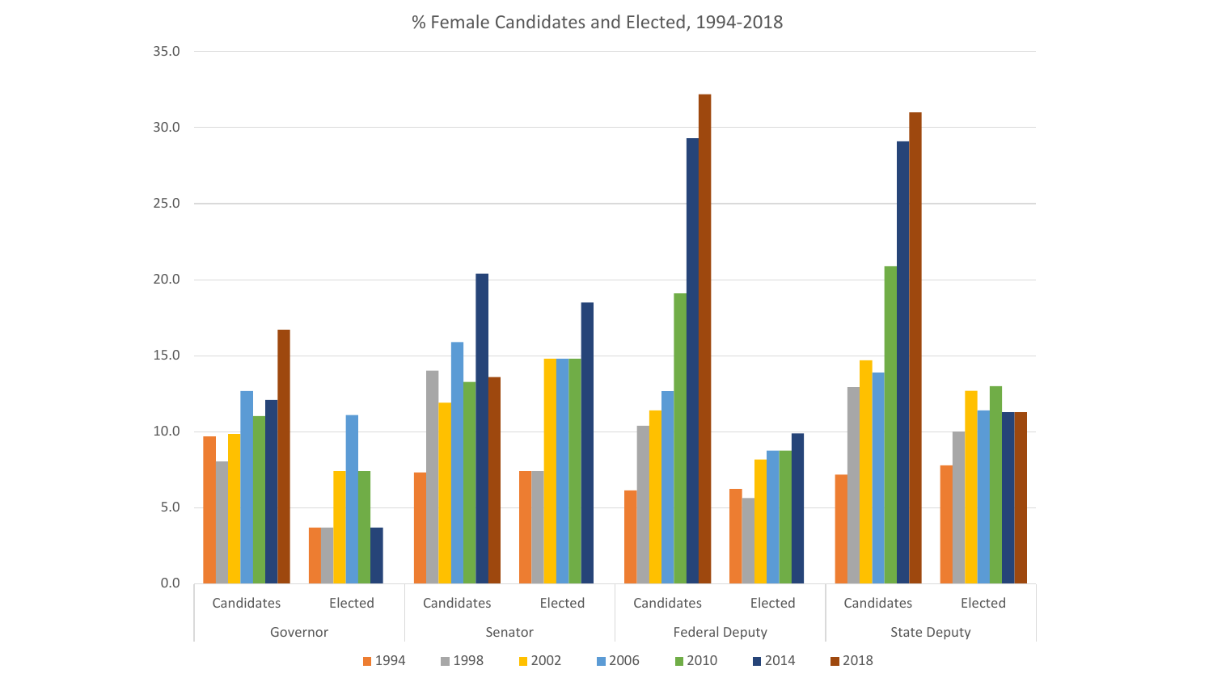% Female Candidates and Elected, 1994-2018

35.0
30.0
25.0
20.0
15.0
10.0
5.0
0.0

Candidates Elected Candidates Elected Candidates Elected Candidates Elected

Governor Senator Federal Deputy State Deputy

1994 1998 2002 2006 2010 2014 2018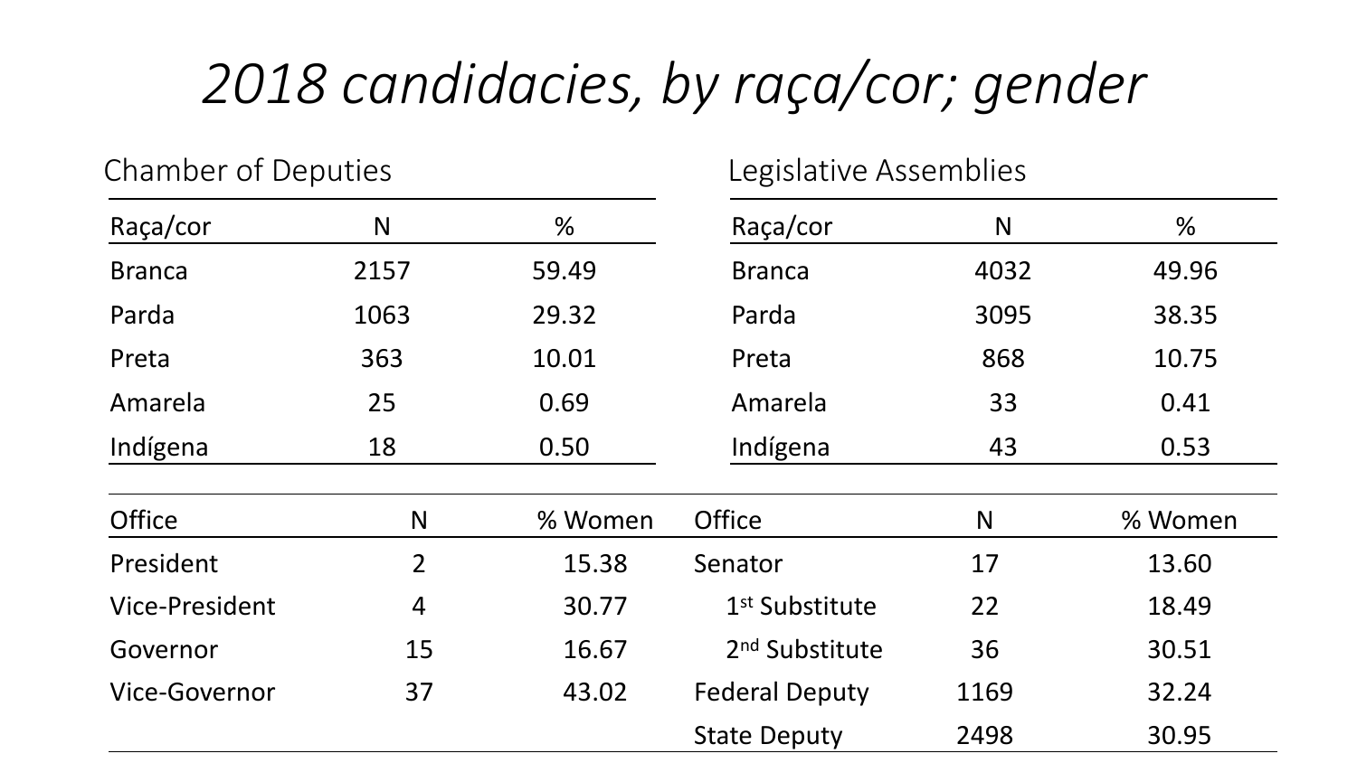# *2018 candidacies, by raça/cor; gender*

Chamber of Deputies

| Raça/cor | N | % |
|---|---|---|
| Branca | 2157 | 59.49 |
| Parda | 1063 | 29.32 |
| Preta | 363 | 10.01 |
| Amarela | 25 | 0.69 |
| Indígena | 18 | 0.50 |

Legislative Assemblies

| Raça/cor | N | % |
|---|---|---|
| Branca | 4032 | 49.96 |
| Parda | 3095 | 38.35 |
| Preta | 868 | 10.75 |
| Amarela | 33 | 0.41 |
| Indígena | 43 | 0.53 |

| Office | N | % Women |
|---|---|---|
| President | 2 | 15.38 |
| Vice-President | 4 | 30.77 |
| Governor | 15 | 16.67 |
| Vice-Governor | 37 | 43.02 |

| Office | N | % Women |
|---|---|---|
| Senator | 17 | 13.60 |
| 1st Substitute | 22 | 18.49 |
| 2nd Substitute | 36 | 30.51 |
| Federal Deputy | 1169 | 32.24 |
| State Deputy | 2498 | 30.95 |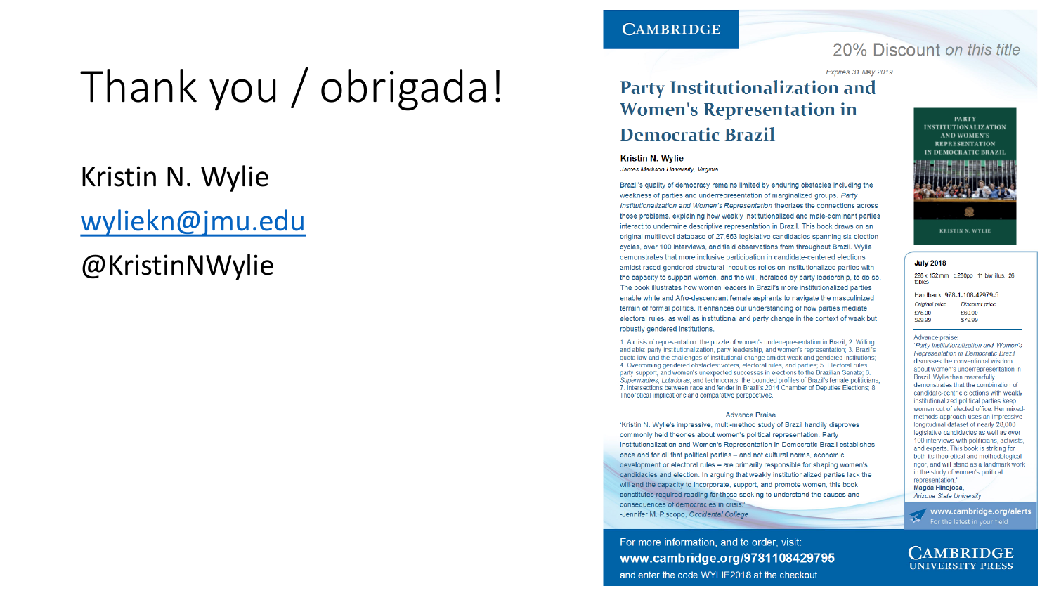# Thank you / obrigada!

Kristin N. Wylie

[wyliekn@jmu.edu](mailto:wyliekn@jmu.edu)

@KristinNWylie

---

**CAMBRIDGE**

20% Discount *on this title*

*Expires 31 May 2019*

## Party Institutionalization and Women's Representation in Democratic Brazil

**Kristin N. Wylie**

*James Madison University, Virginia*

Brazil's quality of democracy remains limited by enduring obstacles including the weakness of parties and underrepresentation of marginalized groups. *Party Institutionalization and Women's Representation* theorizes the connections across those problems, explaining how weakly institutionalized and male-dominant parties interact to undermine descriptive representation in Brazil. This book draws on an original multilevel database of 27,653 legislative candidacies spanning six election cycles, over 100 interviews, and field observations from throughout Brazil. Wylie demonstrates that more inclusive participation in candidate-centered elections amidst raced-gendered structural inequities relies on institutionalized parties with the capacity to support women, and the will, heralded by party leadership, to do so. The book illustrates how women leaders in Brazil's more institutionalized parties enable white and Afro-descendant female aspirants to navigate the masculinized terrain of formal politics. It enhances our understanding of how parties mediate electoral rules, as well as institutional and party change in the context of weak but robustly gendered institutions.

1. A crisis of representation: the puzzle of women's underrepresentation in Brazil; 2. Willing and able: party institutionalization, party leadership, and women's representation; 3. Brazil's quota law and the challenges of institutional change amidst weak and gendered institutions; 4. Overcoming gendered obstacles: voters, electoral rules, and parties; 5. Electoral rules, party support, and women's unexpected successes in elections to the Brazilian Senate; 6. *Supermadres*, *Lutadoras*, and technocrats: the bounded profiles of Brazil's female politicians; 7. Intersections between race and fender in Brazil's 2014 Chamber of Deputies Elections; 8. Theoretical implications and comparative perspectives.

**July 2018**

228 x 152 mm c.280pp 11 b/w illus. 26 tables

Hardback 978-1-108-42979-5

| *Original price* | *Discount price* |
| --- | --- |
| £75.00 | £60.00 |
| $99.99 | $79.99 |

### Advance Praise

'Kristin N. Wylie's impressive, multi-method study of Brazil handily disproves commonly held theories about women's political representation. Party Institutionalization and Women's Representation in Democratic Brazil establishes once and for all that political parties – and not cultural norms, economic development or electoral rules – are primarily responsible for shaping women's candidacies and election. In arguing that weakly institutionalized parties lack the will and the capacity to incorporate, support, and promote women, this book constitutes required reading for those seeking to understand the causes and consequences of democracies in crisis.'
-Jennifer M. Piscopo, *Occidental College*

Advance praise:
*'Party Institutionalization and Women's Representation in Democratic Brazil* dismisses the conventional wisdom about women's underrepresentation in Brazil. Wylie then masterfully demonstrates that the combination of candidate-centric elections with weakly institutionalized political parties keep women out of elected office. Her mixed-methods approach uses an impressive longitudinal dataset of nearly 28,000 legislative candidacies as well as over 100 interviews with politicians, activists, and experts. This book is striking for both its theoretical and methodological rigor, and will stand as a landmark work in the study of women's political representation.'
**Magda Hinojosa,**
*Arizona State University*

**www.cambridge.org/alerts**
For the latest in your field

For more information, and to order, visit:
**www.cambridge.org/9781108429795**
and enter the code WYLIE2018 at the checkout

**CAMBRIDGE UNIVERSITY PRESS**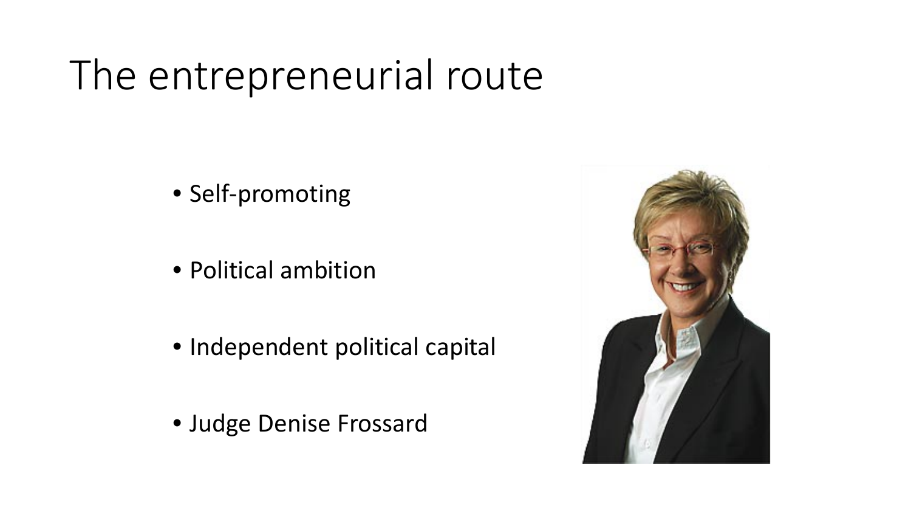# The entrepreneurial route

- Self-promoting
- Political ambition
- Independent political capital
- Judge Denise Frossard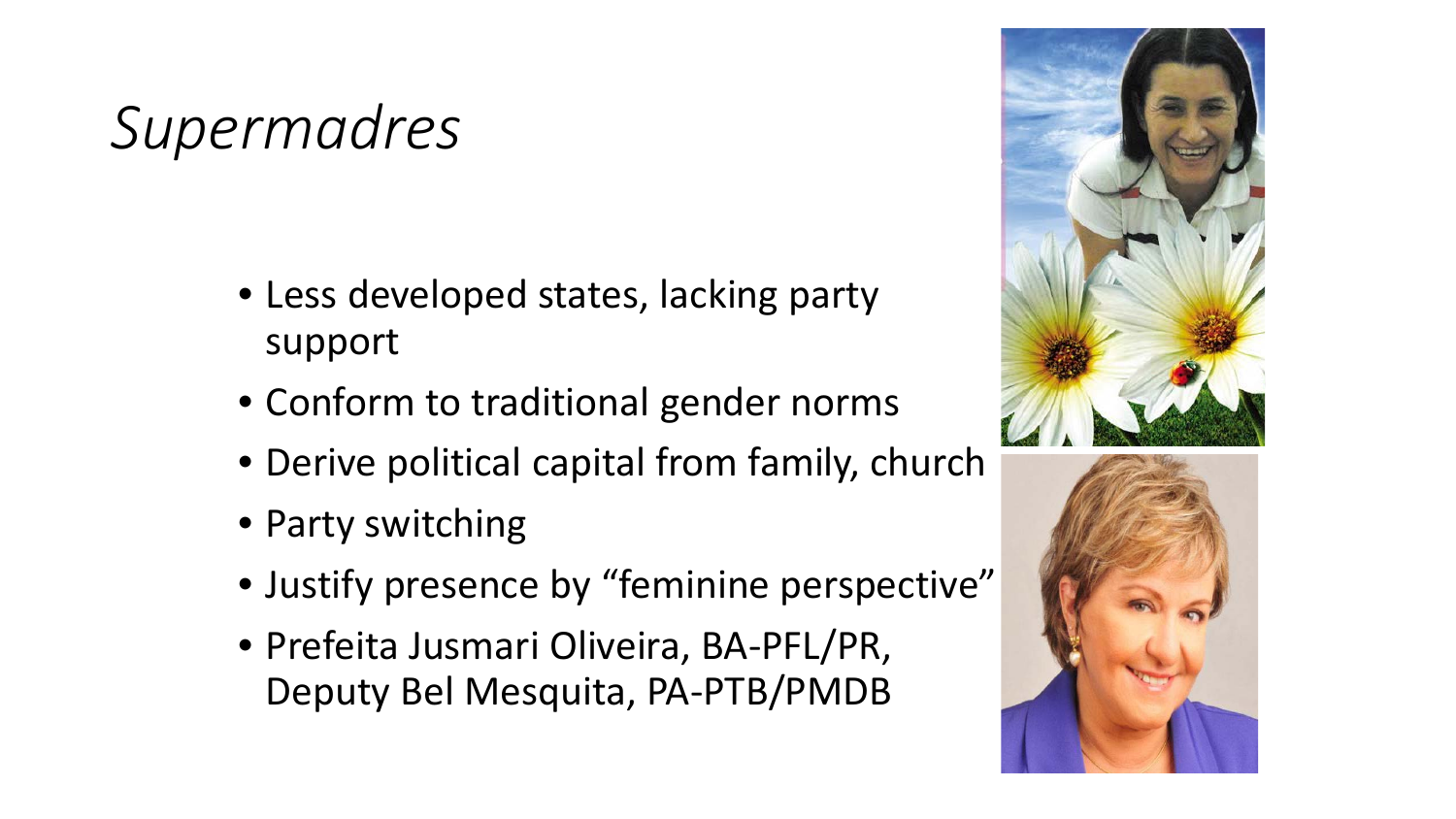# *Supermadres*

- Less developed states, lacking party support
- Conform to traditional gender norms
- Derive political capital from family, church
- Party switching
- Justify presence by "feminine perspective"
- Prefeita Jusmari Oliveira, BA-PFL/PR, Deputy Bel Mesquita, PA-PTB/PMDB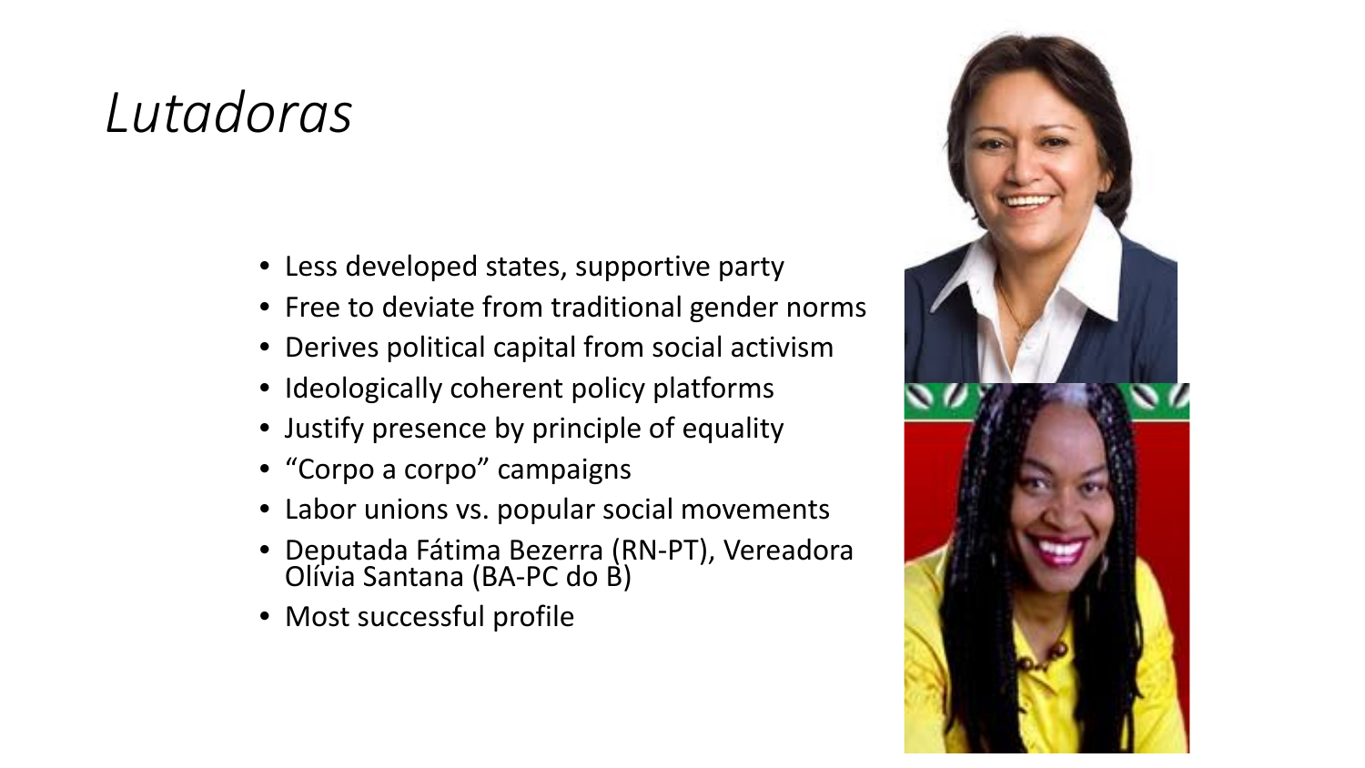# *Lutadoras*

- Less developed states, supportive party
- Free to deviate from traditional gender norms
- Derives political capital from social activism
- Ideologically coherent policy platforms
- Justify presence by principle of equality
- “Corpo a corpo” campaigns
- Labor unions vs. popular social movements
- Deputada Fátima Bezerra (RN-PT), Vereadora Olívia Santana (BA-PC do B)
- Most successful profile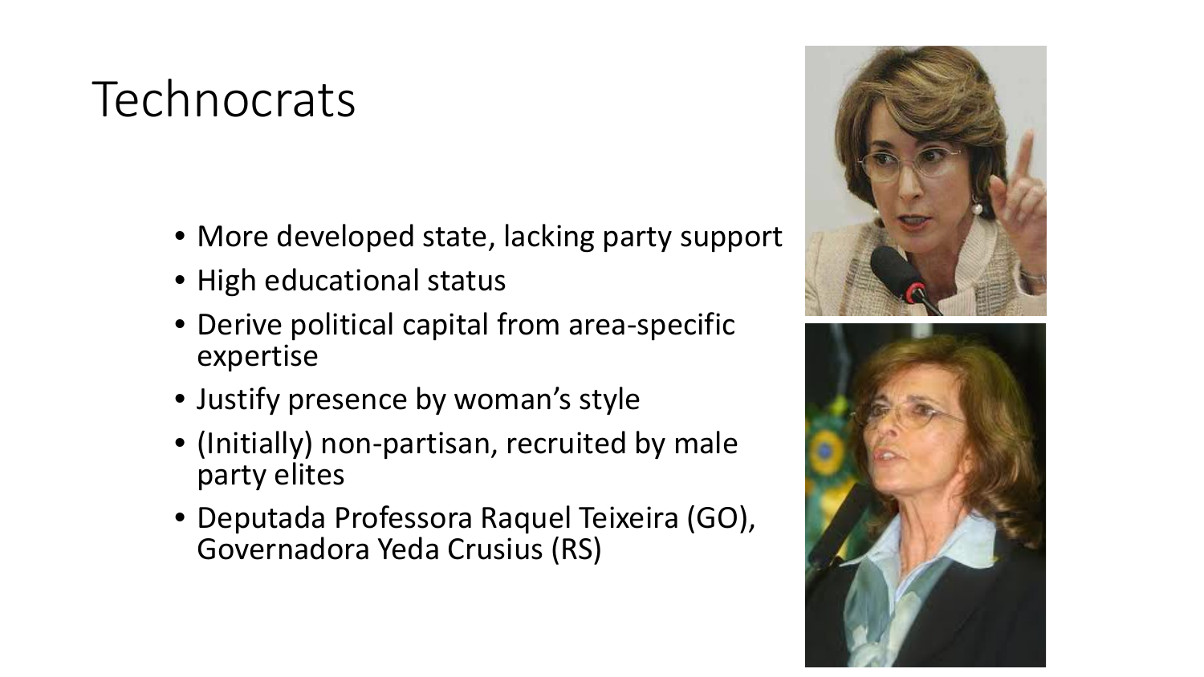# Technocrats

- More developed state, lacking party support
- High educational status
- Derive political capital from area-specific expertise
- Justify presence by woman's style
- (Initially) non-partisan, recruited by male party elites
- Deputada Professora Raquel Teixeira (GO), Governadora Yeda Crusius (RS)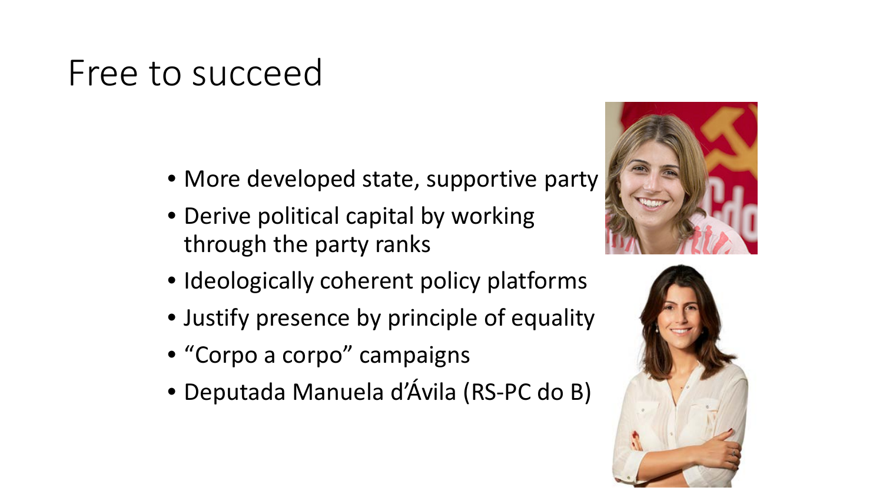# Free to succeed

- More developed state, supportive party
- Derive political capital by working through the party ranks
- Ideologically coherent policy platforms
- Justify presence by principle of equality
- "Corpo a corpo" campaigns
- Deputada Manuela d'Ávila (RS-PC do B)